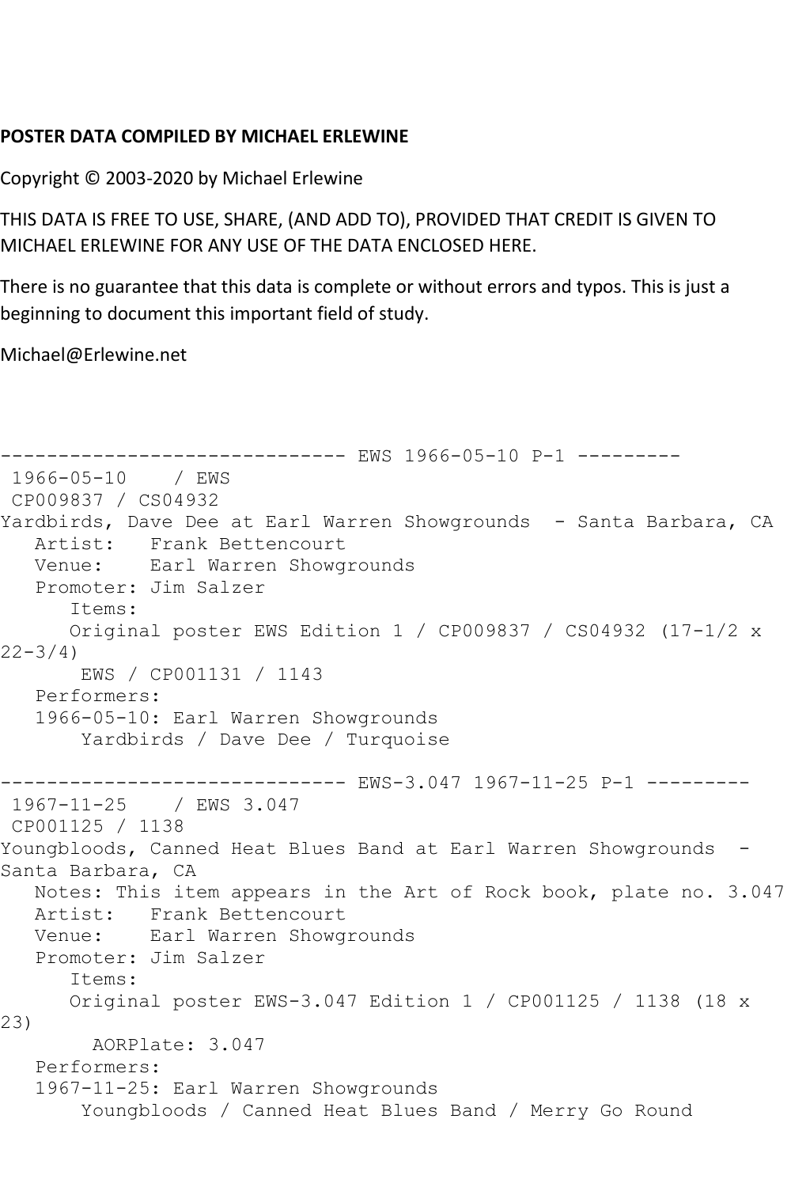**POSTER DATA COMPILED BY MICHAEL ERLEWINE**

Copyright © 2003-2020 by Michael Erlewine

THIS DATA IS FREE TO USE, SHARE, (AND ADD TO), PROVIDED THAT CREDIT IS GIVEN TO MICHAEL ERLEWINE FOR ANY USE OF THE DATA ENCLOSED HERE.

There is no guarantee that this data is complete or without errors and typos. This is just a beginning to document this important field of study.

Michael@Erlewine.net

```
------------------------------ EWS 1966-05-10 P-1 ---------
 1966-05-10    / EWS
 CP009837 / CS04932
Yardbirds, Dave Dee at Earl Warren Showgrounds  - Santa Barbara, CA
   Artist:   Frank Bettencourt
   Venue:    Earl Warren Showgrounds
   Promoter: Jim Salzer
      Items:
      Original poster EWS Edition 1 / CP009837 / CS04932 (17-1/2 x 
22-3/4)
       EWS / CP001131 / 1143
   Performers:
   1966-05-10: Earl Warren Showgrounds
       Yardbirds / Dave Dee / Turquoise

------------------------------ EWS-3.047 1967-11-25 P-1 ---------
 1967-11-25    / EWS 3.047
 CP001125 / 1138
Youngbloods, Canned Heat Blues Band at Earl Warren Showgrounds  - 
Santa Barbara, CA
   Notes: This item appears in the Art of Rock book, plate no. 3.047
   Artist:   Frank Bettencourt
   Venue:    Earl Warren Showgrounds
   Promoter: Jim Salzer
      Items:
      Original poster EWS-3.047 Edition 1 / CP001125 / 1138 (18 x 
23)
        AORPlate: 3.047 
   Performers:
   1967-11-25: Earl Warren Showgrounds
       Youngbloods / Canned Heat Blues Band / Merry Go Round
```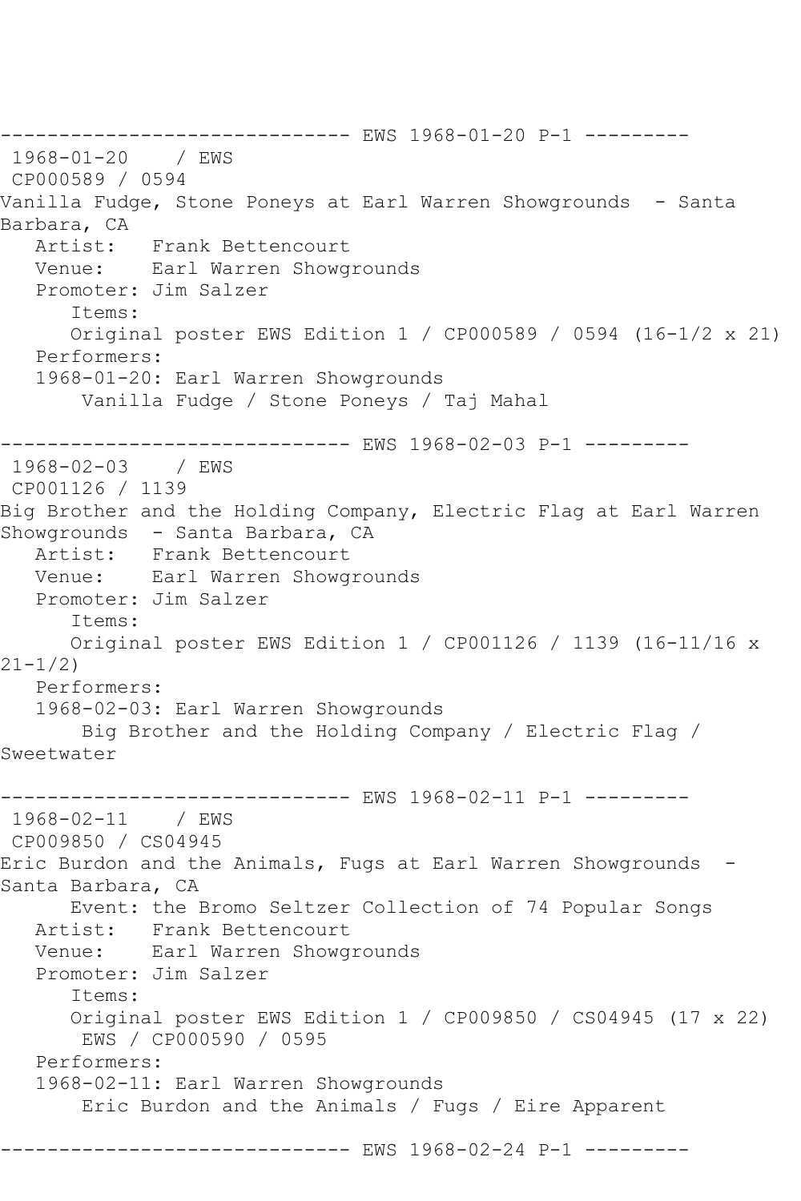------------------------------ EWS 1968-01-20 P-1 ---------

1968-01-20 / EWS
CP000589 / 0594
Vanilla Fudge, Stone Poneys at Earl Warren Showgrounds - Santa Barbara, CA
Artist: Frank Bettencourt
Venue: Earl Warren Showgrounds
Promoter: Jim Salzer
Items:
Original poster EWS Edition 1 / CP000589 / 0594 (16-1/2 x 21)
Performers:
1968-01-20: Earl Warren Showgrounds
Vanilla Fudge / Stone Poneys / Taj Mahal

------------------------------ EWS 1968-02-03 P-1 ---------

1968-02-03 / EWS
CP001126 / 1139
Big Brother and the Holding Company, Electric Flag at Earl Warren Showgrounds - Santa Barbara, CA
Artist: Frank Bettencourt
Venue: Earl Warren Showgrounds
Promoter: Jim Salzer
Items:
Original poster EWS Edition 1 / CP001126 / 1139 (16-11/16 x 21-1/2)
Performers:
1968-02-03: Earl Warren Showgrounds
Big Brother and the Holding Company / Electric Flag / Sweetwater

------------------------------ EWS 1968-02-11 P-1 ---------

1968-02-11 / EWS
CP009850 / CS04945
Eric Burdon and the Animals, Fugs at Earl Warren Showgrounds - Santa Barbara, CA
Event: the Bromo Seltzer Collection of 74 Popular Songs
Artist: Frank Bettencourt
Venue: Earl Warren Showgrounds
Promoter: Jim Salzer
Items:
Original poster EWS Edition 1 / CP009850 / CS04945 (17 x 22)
EWS / CP000590 / 0595
Performers:
1968-02-11: Earl Warren Showgrounds
Eric Burdon and the Animals / Fugs / Eire Apparent

------------------------------ EWS 1968-02-24 P-1 ---------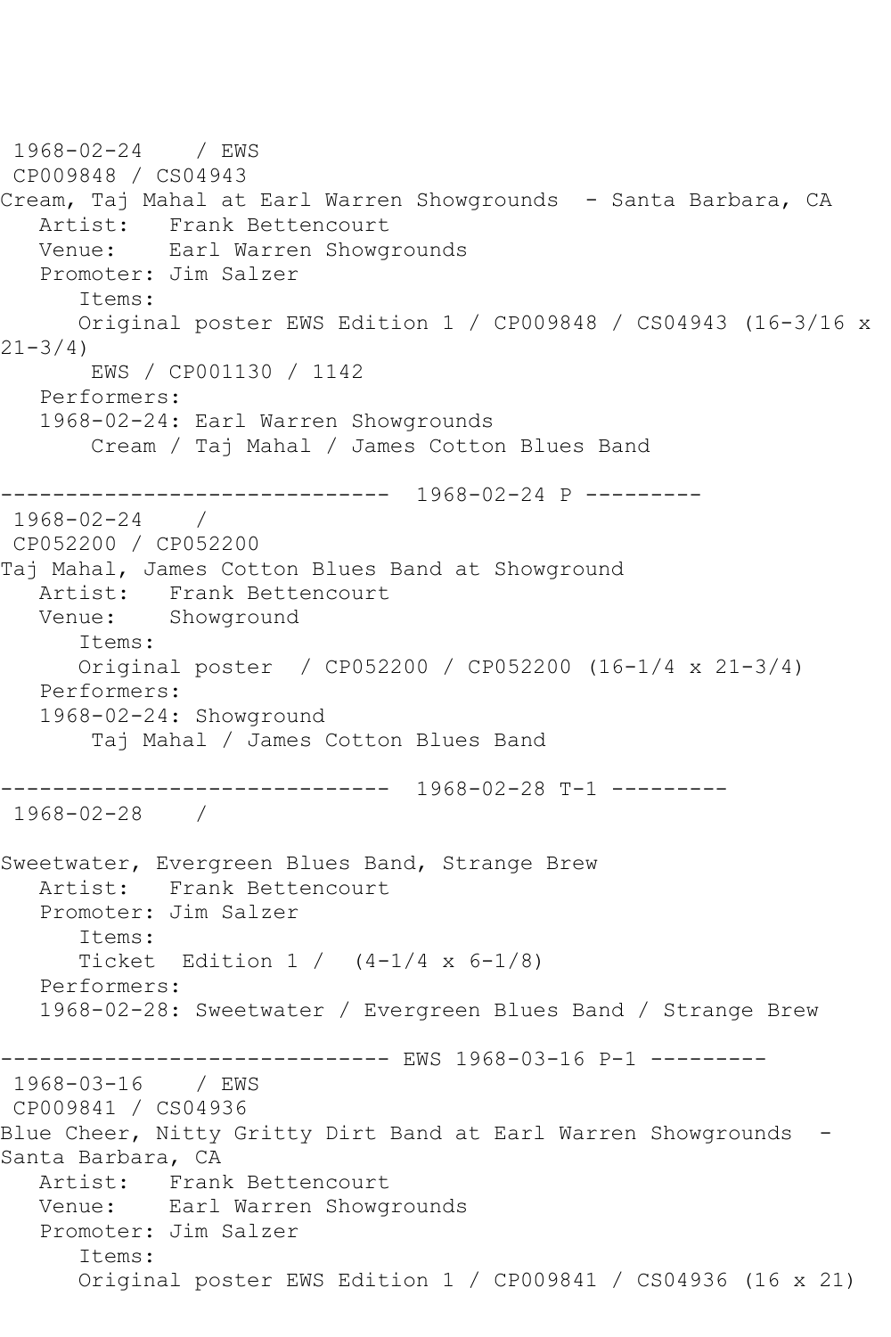1968-02-24    / EWS
CP009848 / CS04943
Cream, Taj Mahal at Earl Warren Showgrounds  - Santa Barbara, CA
   Artist:   Frank Bettencourt
   Venue:    Earl Warren Showgrounds
   Promoter: Jim Salzer
      Items:
      Original poster EWS Edition 1 / CP009848 / CS04943 (16-3/16 x 21-3/4)
       EWS / CP001130 / 1142
   Performers:
   1968-02-24: Earl Warren Showgrounds
       Cream / Taj Mahal / James Cotton Blues Band

------------------------------  1968-02-24 P ---------

1968-02-24    /
CP052200 / CP052200
Taj Mahal, James Cotton Blues Band at Showground
   Artist:   Frank Bettencourt
   Venue:    Showground
      Items:
      Original poster  / CP052200 / CP052200 (16-1/4 x 21-3/4)
   Performers:
   1968-02-24: Showground
       Taj Mahal / James Cotton Blues Band

------------------------------  1968-02-28 T-1 ---------

1968-02-28    /

Sweetwater, Evergreen Blues Band, Strange Brew
   Artist:   Frank Bettencourt
   Promoter: Jim Salzer
      Items:
      Ticket  Edition 1 /  (4-1/4 x 6-1/8)
   Performers:
   1968-02-28: Sweetwater / Evergreen Blues Band / Strange Brew

------------------------------ EWS 1968-03-16 P-1 ---------

1968-03-16    / EWS
CP009841 / CS04936
Blue Cheer, Nitty Gritty Dirt Band at Earl Warren Showgrounds  - Santa Barbara, CA
   Artist:   Frank Bettencourt
   Venue:    Earl Warren Showgrounds
   Promoter: Jim Salzer
      Items:
      Original poster EWS Edition 1 / CP009841 / CS04936 (16 x 21)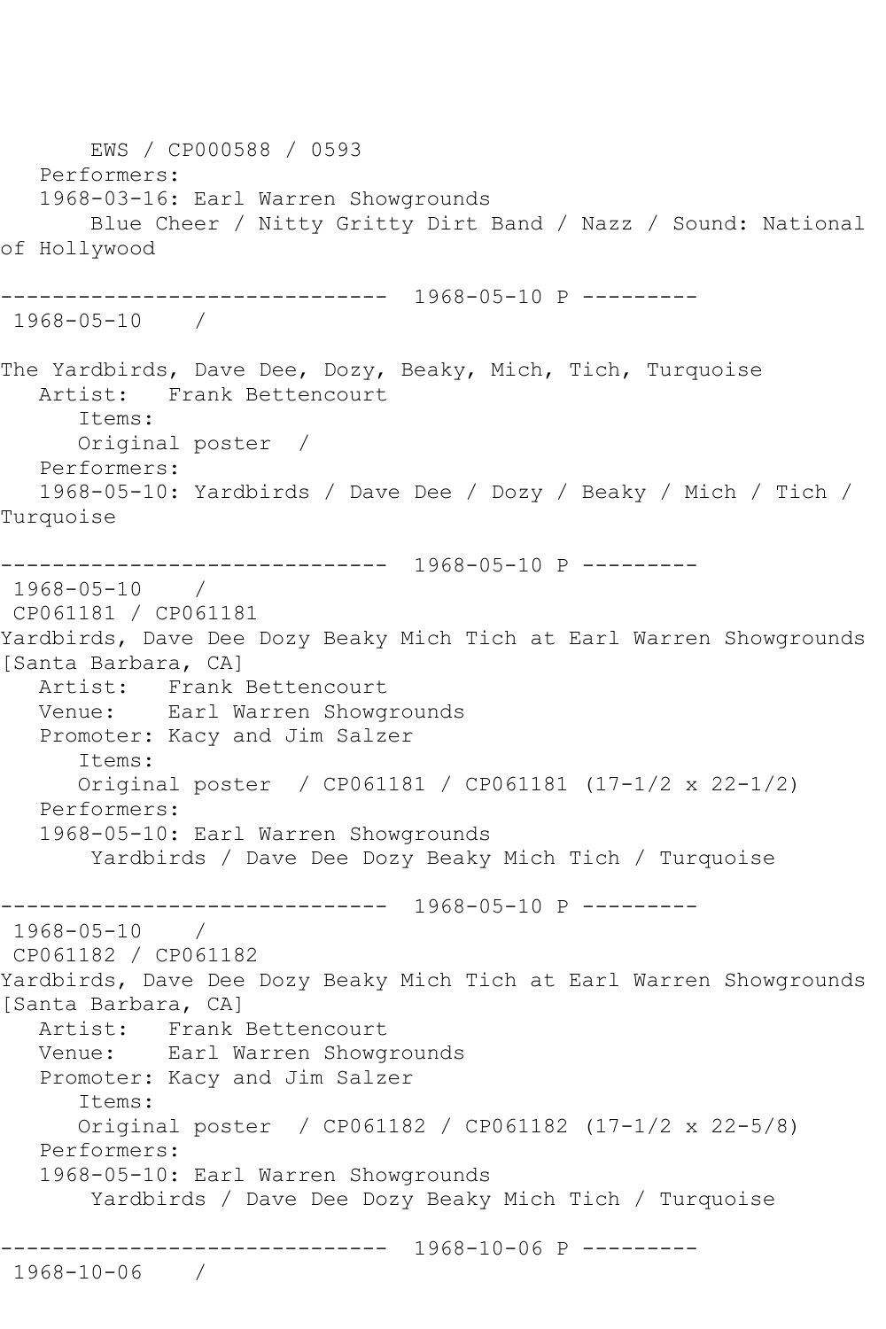EWS / CP000588 / 0593
   Performers:
   1968-03-16: Earl Warren Showgrounds
       Blue Cheer / Nitty Gritty Dirt Band / Nazz / Sound: National of Hollywood

------------------------------  1968-05-10 P ---------
 1968-05-10    /

The Yardbirds, Dave Dee, Dozy, Beaky, Mich, Tich, Turquoise
   Artist:   Frank Bettencourt
      Items:
      Original poster  /
   Performers:
   1968-05-10: Yardbirds / Dave Dee / Dozy / Beaky / Mich / Tich / Turquoise

------------------------------  1968-05-10 P ---------
 1968-05-10    /
 CP061181 / CP061181
Yardbirds, Dave Dee Dozy Beaky Mich Tich at Earl Warren Showgrounds [Santa Barbara, CA]
   Artist:   Frank Bettencourt
   Venue:    Earl Warren Showgrounds
   Promoter: Kacy and Jim Salzer
      Items:
      Original poster  / CP061181 / CP061181 (17-1/2 x 22-1/2)
   Performers:
   1968-05-10: Earl Warren Showgrounds
       Yardbirds / Dave Dee Dozy Beaky Mich Tich / Turquoise

------------------------------  1968-05-10 P ---------
 1968-05-10    /
 CP061182 / CP061182
Yardbirds, Dave Dee Dozy Beaky Mich Tich at Earl Warren Showgrounds [Santa Barbara, CA]
   Artist:   Frank Bettencourt
   Venue:    Earl Warren Showgrounds
   Promoter: Kacy and Jim Salzer
      Items:
      Original poster  / CP061182 / CP061182 (17-1/2 x 22-5/8)
   Performers:
   1968-05-10: Earl Warren Showgrounds
       Yardbirds / Dave Dee Dozy Beaky Mich Tich / Turquoise

------------------------------  1968-10-06 P ---------
 1968-10-06    /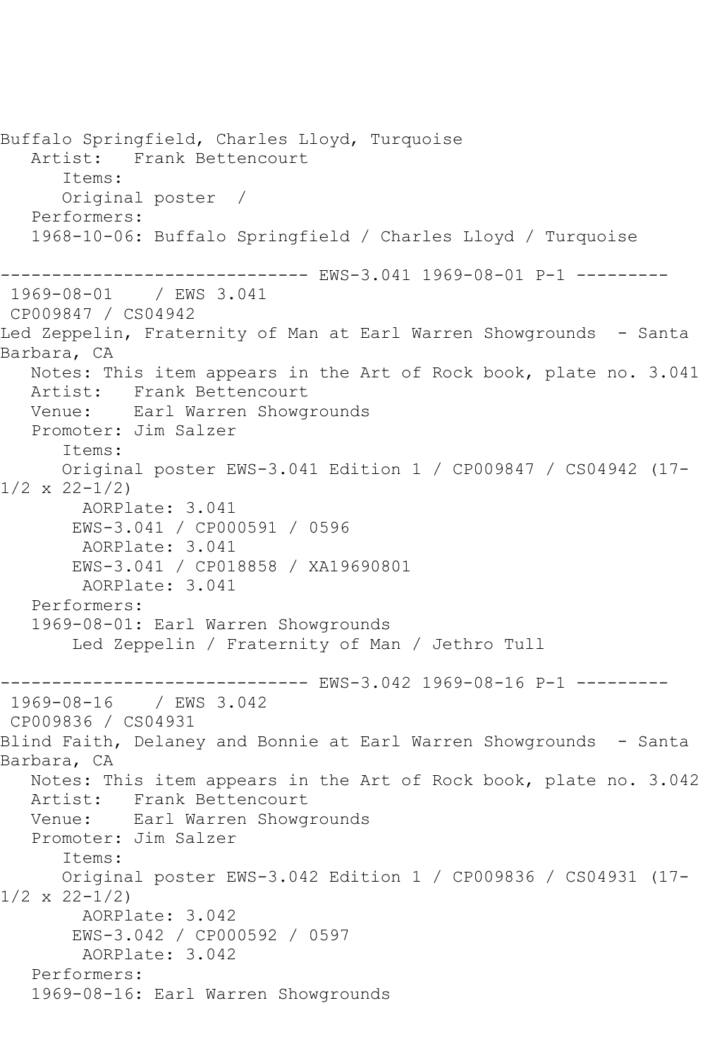Buffalo Springfield, Charles Lloyd, Turquoise
   Artist:   Frank Bettencourt
      Items:
      Original poster  /
   Performers:
   1968-10-06: Buffalo Springfield / Charles Lloyd / Turquoise

------------------------------ EWS-3.041 1969-08-01 P-1 ---------
 1969-08-01    / EWS 3.041
 CP009847 / CS04942
Led Zeppelin, Fraternity of Man at Earl Warren Showgrounds  - Santa Barbara, CA
   Notes: This item appears in the Art of Rock book, plate no. 3.041
   Artist:   Frank Bettencourt
   Venue:    Earl Warren Showgrounds
   Promoter: Jim Salzer
      Items:
      Original poster EWS-3.041 Edition 1 / CP009847 / CS04942 (17-1/2 x 22-1/2)
        AORPlate: 3.041
       EWS-3.041 / CP000591 / 0596
        AORPlate: 3.041
       EWS-3.041 / CP018858 / XA19690801
        AORPlate: 3.041
   Performers:
   1969-08-01: Earl Warren Showgrounds
       Led Zeppelin / Fraternity of Man / Jethro Tull

------------------------------ EWS-3.042 1969-08-16 P-1 ---------
 1969-08-16    / EWS 3.042
 CP009836 / CS04931
Blind Faith, Delaney and Bonnie at Earl Warren Showgrounds  - Santa Barbara, CA
   Notes: This item appears in the Art of Rock book, plate no. 3.042
   Artist:   Frank Bettencourt
   Venue:    Earl Warren Showgrounds
   Promoter: Jim Salzer
      Items:
      Original poster EWS-3.042 Edition 1 / CP009836 / CS04931 (17-1/2 x 22-1/2)
        AORPlate: 3.042
       EWS-3.042 / CP000592 / 0597
        AORPlate: 3.042
   Performers:
   1969-08-16: Earl Warren Showgrounds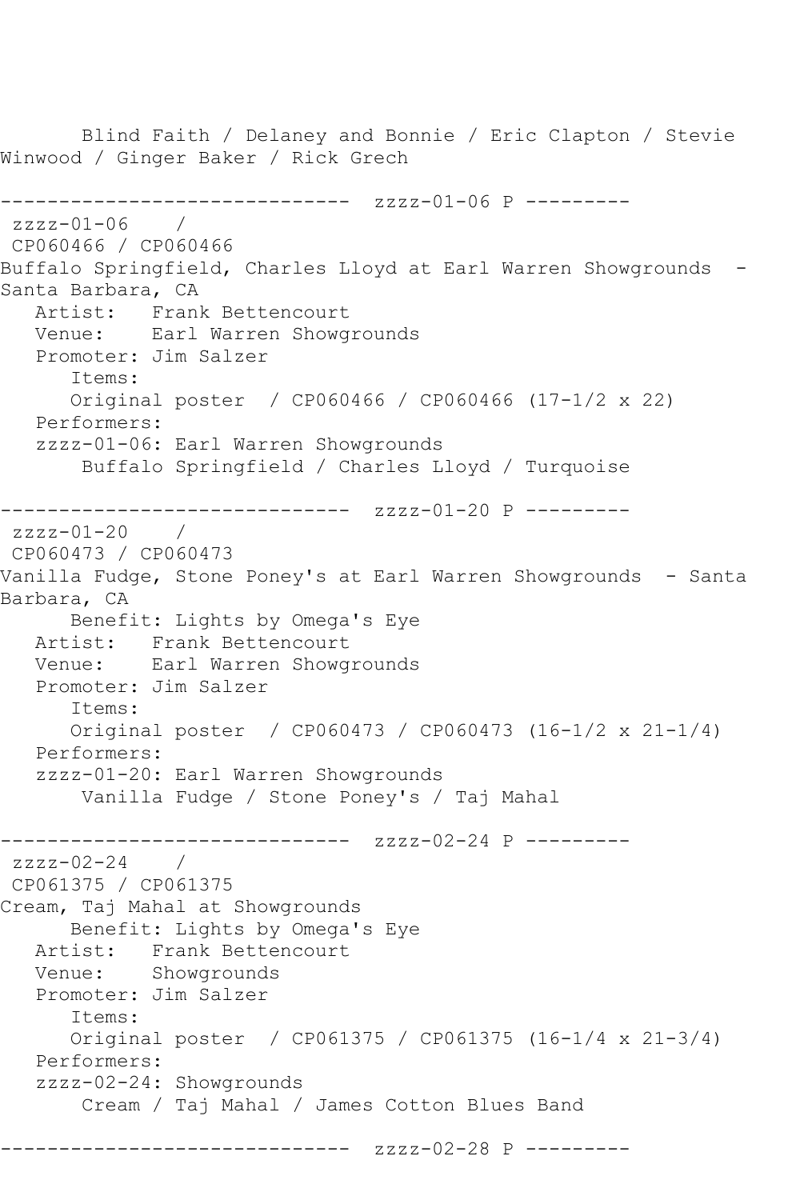Blind Faith / Delaney and Bonnie / Eric Clapton / Stevie Winwood / Ginger Baker / Rick Grech

------------------------------ zzzz-01-06 P ---------

zzzz-01-06 /
CP060466 / CP060466
Buffalo Springfield, Charles Lloyd at Earl Warren Showgrounds - Santa Barbara, CA
Artist: Frank Bettencourt
Venue: Earl Warren Showgrounds
Promoter: Jim Salzer
Items:
Original poster / CP060466 / CP060466 (17-1/2 x 22)
Performers:
zzzz-01-06: Earl Warren Showgrounds
Buffalo Springfield / Charles Lloyd / Turquoise

------------------------------ zzzz-01-20 P ---------

zzzz-01-20 /
CP060473 / CP060473
Vanilla Fudge, Stone Poney's at Earl Warren Showgrounds - Santa Barbara, CA
Benefit: Lights by Omega's Eye
Artist: Frank Bettencourt
Venue: Earl Warren Showgrounds
Promoter: Jim Salzer
Items:
Original poster / CP060473 / CP060473 (16-1/2 x 21-1/4)
Performers:
zzzz-01-20: Earl Warren Showgrounds
Vanilla Fudge / Stone Poney's / Taj Mahal

------------------------------ zzzz-02-24 P ---------

zzzz-02-24 /
CP061375 / CP061375
Cream, Taj Mahal at Showgrounds
Benefit: Lights by Omega's Eye
Artist: Frank Bettencourt
Venue: Showgrounds
Promoter: Jim Salzer
Items:
Original poster / CP061375 / CP061375 (16-1/4 x 21-3/4)
Performers:
zzzz-02-24: Showgrounds
Cream / Taj Mahal / James Cotton Blues Band

------------------------------ zzzz-02-28 P ---------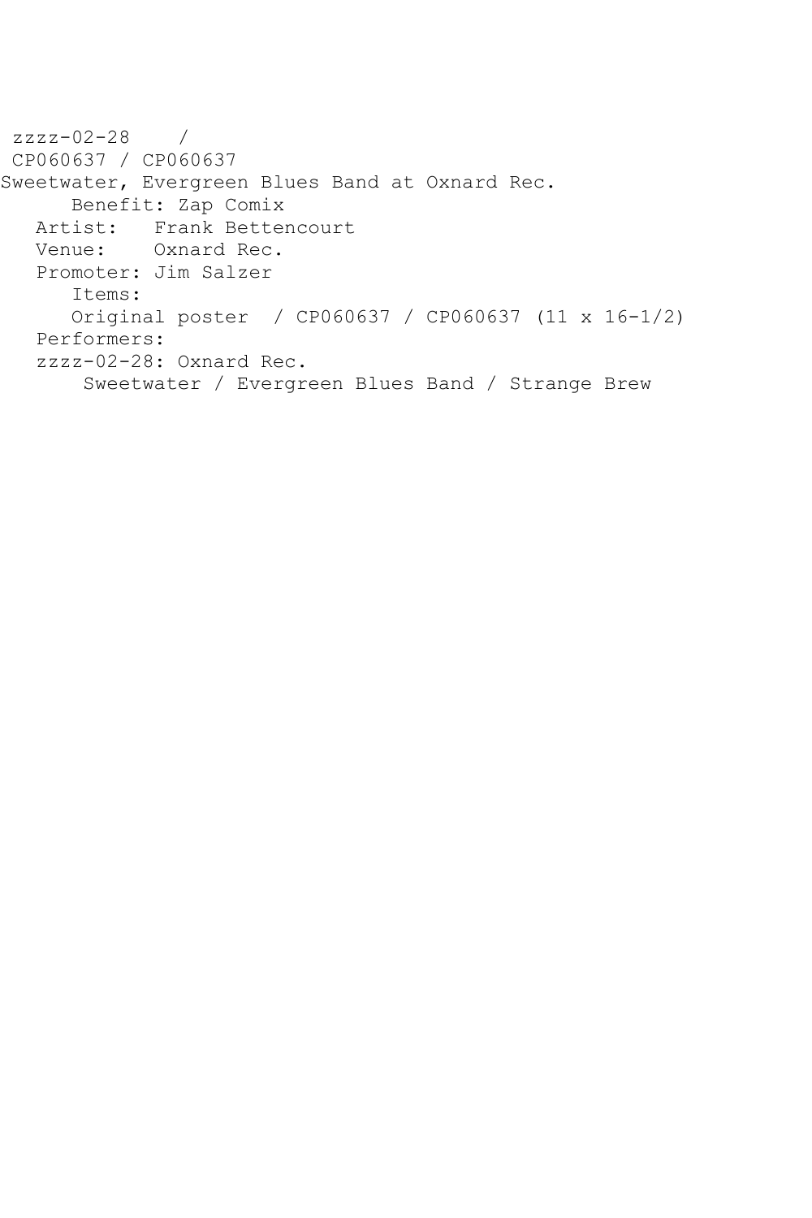zzzz-02-28 /
CP060637 / CP060637
Sweetwater, Evergreen Blues Band at Oxnard Rec.
Benefit: Zap Comix
Artist: Frank Bettencourt
Venue: Oxnard Rec.
Promoter: Jim Salzer
Items:
Original poster / CP060637 / CP060637 (11 x 16-1/2)
Performers:
zzzz-02-28: Oxnard Rec.
Sweetwater / Evergreen Blues Band / Strange Brew